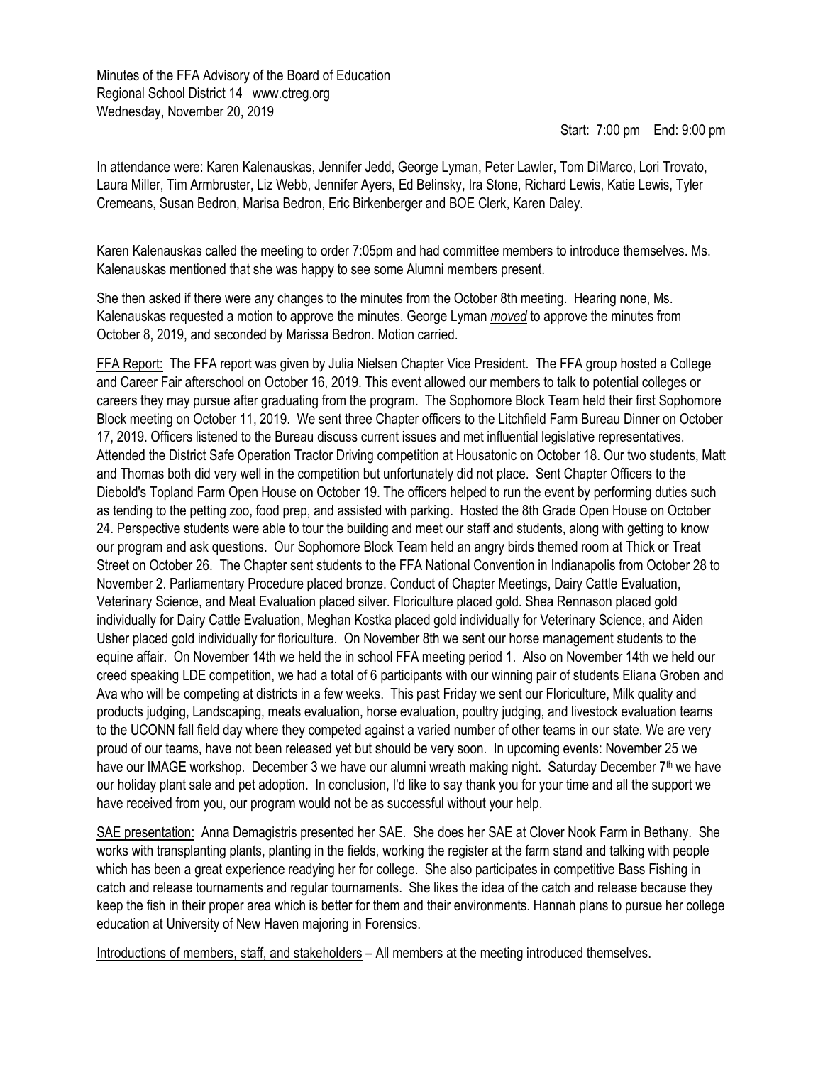Minutes of the FFA Advisory of the Board of Education
Regional School District 14 www.ctreg.org
Wednesday, November 20, 2019

Start: 7:00 pm End: 9:00 pm

In attendance were: Karen Kalenauskas, Jennifer Jedd, George Lyman, Peter Lawler, Tom DiMarco, Lori Trovato, Laura Miller, Tim Armbruster, Liz Webb, Jennifer Ayers, Ed Belinsky, Ira Stone, Richard Lewis, Katie Lewis, Tyler Cremeans, Susan Bedron, Marisa Bedron, Eric Birkenberger and BOE Clerk, Karen Daley.

Karen Kalenauskas called the meeting to order 7:05pm and had committee members to introduce themselves. Ms. Kalenauskas mentioned that she was happy to see some Alumni members present.

She then asked if there were any changes to the minutes from the October 8th meeting. Hearing none, Ms. Kalenauskas requested a motion to approve the minutes. George Lyman *moved* to approve the minutes from October 8, 2019, and seconded by Marissa Bedron. Motion carried.

FFA Report: The FFA report was given by Julia Nielsen Chapter Vice President. The FFA group hosted a College and Career Fair afterschool on October 16, 2019. This event allowed our members to talk to potential colleges or careers they may pursue after graduating from the program. The Sophomore Block Team held their first Sophomore Block meeting on October 11, 2019. We sent three Chapter officers to the Litchfield Farm Bureau Dinner on October 17, 2019. Officers listened to the Bureau discuss current issues and met influential legislative representatives. Attended the District Safe Operation Tractor Driving competition at Housatonic on October 18. Our two students, Matt and Thomas both did very well in the competition but unfortunately did not place. Sent Chapter Officers to the Diebold's Topland Farm Open House on October 19. The officers helped to run the event by performing duties such as tending to the petting zoo, food prep, and assisted with parking. Hosted the 8th Grade Open House on October 24. Perspective students were able to tour the building and meet our staff and students, along with getting to know our program and ask questions. Our Sophomore Block Team held an angry birds themed room at Thick or Treat Street on October 26. The Chapter sent students to the FFA National Convention in Indianapolis from October 28 to November 2. Parliamentary Procedure placed bronze. Conduct of Chapter Meetings, Dairy Cattle Evaluation, Veterinary Science, and Meat Evaluation placed silver. Floriculture placed gold. Shea Rennason placed gold individually for Dairy Cattle Evaluation, Meghan Kostka placed gold individually for Veterinary Science, and Aiden Usher placed gold individually for floriculture. On November 8th we sent our horse management students to the equine affair. On November 14th we held the in school FFA meeting period 1. Also on November 14th we held our creed speaking LDE competition, we had a total of 6 participants with our winning pair of students Eliana Groben and Ava who will be competing at districts in a few weeks. This past Friday we sent our Floriculture, Milk quality and products judging, Landscaping, meats evaluation, horse evaluation, poultry judging, and livestock evaluation teams to the UCONN fall field day where they competed against a varied number of other teams in our state. We are very proud of our teams, have not been released yet but should be very soon. In upcoming events: November 25 we have our IMAGE workshop. December 3 we have our alumni wreath making night. Saturday December 7th we have our holiday plant sale and pet adoption. In conclusion, I'd like to say thank you for your time and all the support we have received from you, our program would not be as successful without your help.

SAE presentation: Anna Demagistris presented her SAE. She does her SAE at Clover Nook Farm in Bethany. She works with transplanting plants, planting in the fields, working the register at the farm stand and talking with people which has been a great experience readying her for college. She also participates in competitive Bass Fishing in catch and release tournaments and regular tournaments. She likes the idea of the catch and release because they keep the fish in their proper area which is better for them and their environments. Hannah plans to pursue her college education at University of New Haven majoring in Forensics.

Introductions of members, staff, and stakeholders – All members at the meeting introduced themselves.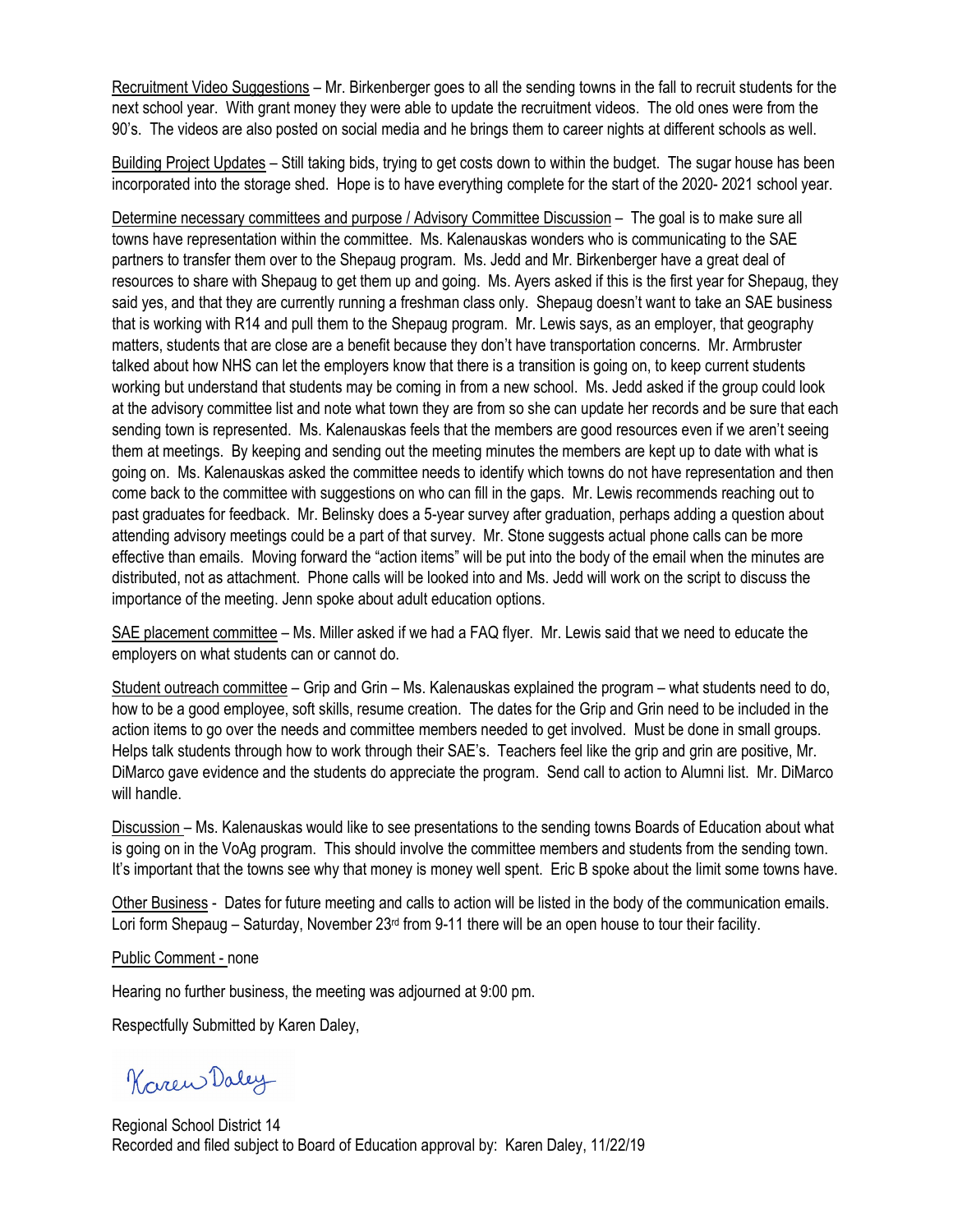Recruitment Video Suggestions – Mr. Birkenberger goes to all the sending towns in the fall to recruit students for the next school year. With grant money they were able to update the recruitment videos. The old ones were from the 90's. The videos are also posted on social media and he brings them to career nights at different schools as well.

Building Project Updates – Still taking bids, trying to get costs down to within the budget. The sugar house has been incorporated into the storage shed. Hope is to have everything complete for the start of the 2020- 2021 school year.

Determine necessary committees and purpose / Advisory Committee Discussion – The goal is to make sure all towns have representation within the committee. Ms. Kalenauskas wonders who is communicating to the SAE partners to transfer them over to the Shepaug program. Ms. Jedd and Mr. Birkenberger have a great deal of resources to share with Shepaug to get them up and going. Ms. Ayers asked if this is the first year for Shepaug, they said yes, and that they are currently running a freshman class only. Shepaug doesn't want to take an SAE business that is working with R14 and pull them to the Shepaug program. Mr. Lewis says, as an employer, that geography matters, students that are close are a benefit because they don't have transportation concerns. Mr. Armbruster talked about how NHS can let the employers know that there is a transition is going on, to keep current students working but understand that students may be coming in from a new school. Ms. Jedd asked if the group could look at the advisory committee list and note what town they are from so she can update her records and be sure that each sending town is represented. Ms. Kalenauskas feels that the members are good resources even if we aren't seeing them at meetings. By keeping and sending out the meeting minutes the members are kept up to date with what is going on. Ms. Kalenauskas asked the committee needs to identify which towns do not have representation and then come back to the committee with suggestions on who can fill in the gaps. Mr. Lewis recommends reaching out to past graduates for feedback. Mr. Belinsky does a 5-year survey after graduation, perhaps adding a question about attending advisory meetings could be a part of that survey. Mr. Stone suggests actual phone calls can be more effective than emails. Moving forward the "action items" will be put into the body of the email when the minutes are distributed, not as attachment. Phone calls will be looked into and Ms. Jedd will work on the script to discuss the importance of the meeting. Jenn spoke about adult education options.

SAE placement committee – Ms. Miller asked if we had a FAQ flyer. Mr. Lewis said that we need to educate the employers on what students can or cannot do.

Student outreach committee – Grip and Grin – Ms. Kalenauskas explained the program – what students need to do, how to be a good employee, soft skills, resume creation. The dates for the Grip and Grin need to be included in the action items to go over the needs and committee members needed to get involved. Must be done in small groups. Helps talk students through how to work through their SAE's. Teachers feel like the grip and grin are positive, Mr. DiMarco gave evidence and the students do appreciate the program. Send call to action to Alumni list. Mr. DiMarco will handle.

Discussion – Ms. Kalenauskas would like to see presentations to the sending towns Boards of Education about what is going on in the VoAg program. This should involve the committee members and students from the sending town. It's important that the towns see why that money is money well spent. Eric B spoke about the limit some towns have.

Other Business - Dates for future meeting and calls to action will be listed in the body of the communication emails. Lori form Shepaug – Saturday, November 23rd from 9-11 there will be an open house to tour their facility.

Public Comment - none

Hearing no further business, the meeting was adjourned at 9:00 pm.

Respectfully Submitted by Karen Daley,

Karen Daley

Regional School District 14
Recorded and filed subject to Board of Education approval by: Karen Daley, 11/22/19